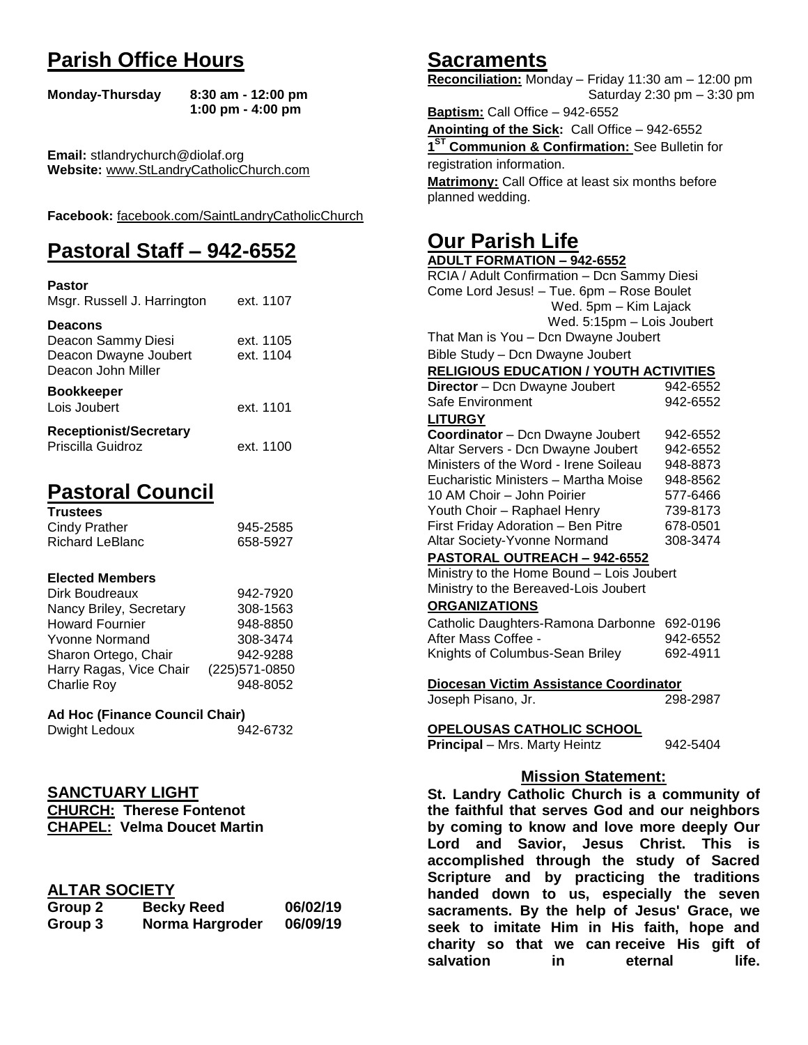# Parish Office Hours

**Monday-Thursday** **8:30 am - 12:00 pm**
**1:00 pm - 4:00 pm**

**Email:** stlandrychurch@diolaf.org
**Website:** www.StLandryCatholicChurch.com

**Facebook:** facebook.com/SaintLandryCatholicChurch

# Pastoral Staff – 942-6552

**Pastor**
Msgr. Russell J. Harrington ext. 1107

**Deacons**
Deacon Sammy Diesi ext. 1105
Deacon Dwayne Joubert ext. 1104
Deacon John Miller

**Bookkeeper**
Lois Joubert ext. 1101

**Receptionist/Secretary**
Priscilla Guidroz ext. 1100

# Pastoral Council

**Trustees**

| | |
|---|---|
| Cindy Prather | 945-2585 |
| Richard LeBlanc | 658-5927 |

**Elected Members**

| | |
|---|---|
| Dirk Boudreaux | 942-7920 |
| Nancy Briley, Secretary | 308-1563 |
| Howard Fournier | 948-8850 |
| Yvonne Normand | 308-3474 |
| Sharon Ortego, Chair | 942-9288 |
| Harry Ragas, Vice Chair | (225)571-0850 |
| Charlie Roy | 948-8052 |

**Ad Hoc (Finance Council Chair)**
Dwight Ledoux 942-6732

## SANCTUARY LIGHT

**CHURCH: Therese Fontenot**
**CHAPEL: Velma Doucet Martin**

## ALTAR SOCIETY

| | | |
|---|---|---|
| **Group 2** | **Becky Reed** | **06/02/19** |
| **Group 3** | **Norma Hargroder** | **06/09/19** |

# Sacraments

**Reconciliation:** Monday – Friday 11:30 am – 12:00 pm
Saturday 2:30 pm – 3:30 pm

**Baptism:** Call Office – 942-6552

**Anointing of the Sick:** Call Office – 942-6552

**1[ST] Communion & Confirmation:** See Bulletin for registration information.

**Matrimony:** Call Office at least six months before planned wedding.

# Our Parish Life

**ADULT FORMATION – 942-6552**

RCIA / Adult Confirmation – Dcn Sammy Diesi
Come Lord Jesus! – Tue. 6pm – Rose Boulet
Wed. 5pm – Kim Lajack
Wed. 5:15pm – Lois Joubert
That Man is You – Dcn Dwayne Joubert
Bible Study – Dcn Dwayne Joubert

**RELIGIOUS EDUCATION / YOUTH ACTIVITIES**

| | |
|---|---|
| **Director** – Dcn Dwayne Joubert | 942-6552 |
| Safe Environment | 942-6552 |

**LITURGY**

| | |
|---|---|
| **Coordinator** – Dcn Dwayne Joubert | 942-6552 |
| Altar Servers - Dcn Dwayne Joubert | 942-6552 |
| Ministers of the Word - Irene Soileau | 948-8873 |
| Eucharistic Ministers – Martha Moise | 948-8562 |
| 10 AM Choir – John Poirier | 577-6466 |
| Youth Choir – Raphael Henry | 739-8173 |
| First Friday Adoration – Ben Pitre | 678-0501 |
| Altar Society-Yvonne Normand | 308-3474 |

**PASTORAL OUTREACH – 942-6552**

Ministry to the Home Bound – Lois Joubert
Ministry to the Bereaved-Lois Joubert

**ORGANIZATIONS**

| | |
|---|---|
| Catholic Daughters-Ramona Darbonne | 692-0196 |
| After Mass Coffee - | 942-6552 |
| Knights of Columbus-Sean Briley | 692-4911 |

**Diocesan Victim Assistance Coordinator**
Joseph Pisano, Jr. 298-2987

**OPELOUSAS CATHOLIC SCHOOL**
**Principal** – Mrs. Marty Heintz 942-5404

## Mission Statement:

**St. Landry Catholic Church is a community of the faithful that serves God and our neighbors by coming to know and love more deeply Our Lord and Savior, Jesus Christ. This is accomplished through the study of Sacred Scripture and by practicing the traditions handed down to us, especially the seven sacraments. By the help of Jesus' Grace, we seek to imitate Him in His faith, hope and charity so that we can receive His gift of salvation in eternal life.**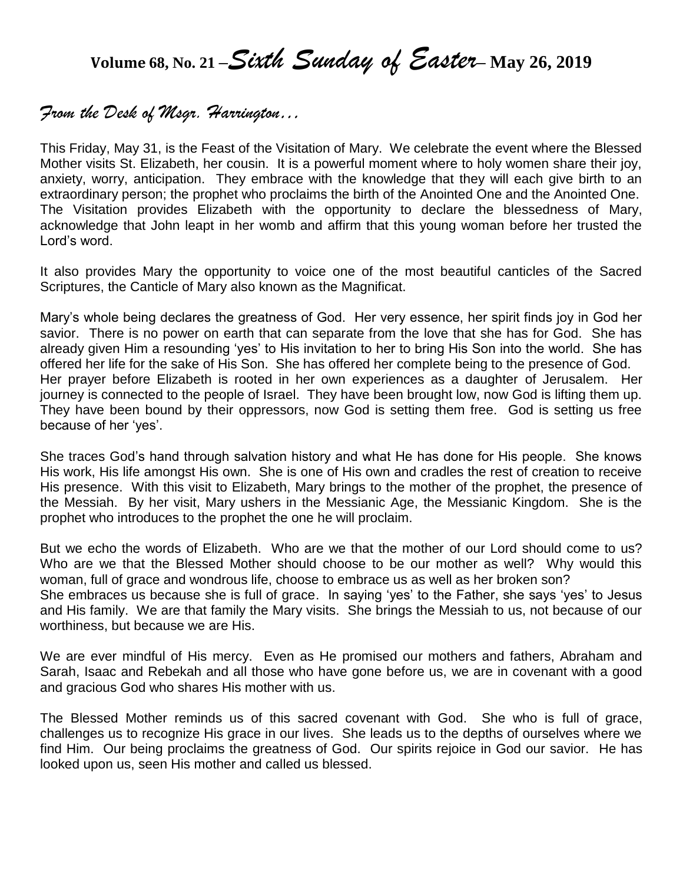# Volume 68, No. 21 –*Sixth Sunday of Easter*– May 26, 2019

## *From the Desk of Msgr. Harrington…*

This Friday, May 31, is the Feast of the Visitation of Mary. We celebrate the event where the Blessed Mother visits St. Elizabeth, her cousin. It is a powerful moment where to holy women share their joy, anxiety, worry, anticipation. They embrace with the knowledge that they will each give birth to an extraordinary person; the prophet who proclaims the birth of the Anointed One and the Anointed One. The Visitation provides Elizabeth with the opportunity to declare the blessedness of Mary, acknowledge that John leapt in her womb and affirm that this young woman before her trusted the Lord's word.

It also provides Mary the opportunity to voice one of the most beautiful canticles of the Sacred Scriptures, the Canticle of Mary also known as the Magnificat.

Mary's whole being declares the greatness of God. Her very essence, her spirit finds joy in God her savior. There is no power on earth that can separate from the love that she has for God. She has already given Him a resounding 'yes' to His invitation to her to bring His Son into the world. She has offered her life for the sake of His Son. She has offered her complete being to the presence of God. Her prayer before Elizabeth is rooted in her own experiences as a daughter of Jerusalem. Her journey is connected to the people of Israel. They have been brought low, now God is lifting them up. They have been bound by their oppressors, now God is setting them free. God is setting us free because of her 'yes'.

She traces God's hand through salvation history and what He has done for His people. She knows His work, His life amongst His own. She is one of His own and cradles the rest of creation to receive His presence. With this visit to Elizabeth, Mary brings to the mother of the prophet, the presence of the Messiah. By her visit, Mary ushers in the Messianic Age, the Messianic Kingdom. She is the prophet who introduces to the prophet the one he will proclaim.

But we echo the words of Elizabeth. Who are we that the mother of our Lord should come to us? Who are we that the Blessed Mother should choose to be our mother as well? Why would this woman, full of grace and wondrous life, choose to embrace us as well as her broken son? She embraces us because she is full of grace. In saying 'yes' to the Father, she says 'yes' to Jesus and His family. We are that family the Mary visits. She brings the Messiah to us, not because of our worthiness, but because we are His.

We are ever mindful of His mercy. Even as He promised our mothers and fathers, Abraham and Sarah, Isaac and Rebekah and all those who have gone before us, we are in covenant with a good and gracious God who shares His mother with us.

The Blessed Mother reminds us of this sacred covenant with God. She who is full of grace, challenges us to recognize His grace in our lives. She leads us to the depths of ourselves where we find Him. Our being proclaims the greatness of God. Our spirits rejoice in God our savior. He has looked upon us, seen His mother and called us blessed.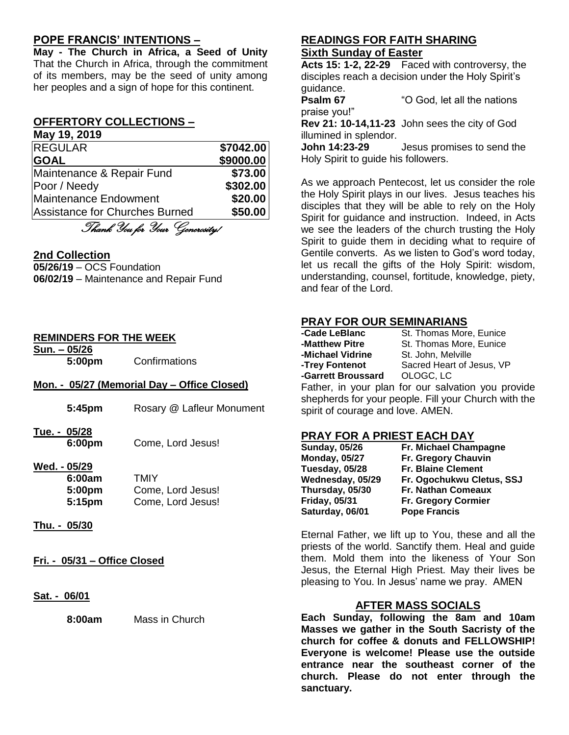## POPE FRANCIS' INTENTIONS –

**May - The Church in Africa, a Seed of Unity** That the Church in Africa, through the commitment of its members, may be the seed of unity among her peoples and a sign of hope for this continent.

## OFFERTORY COLLECTIONS –

**May 19, 2019**

| REGULAR | $7042.00 |
|---|---|
| **GOAL** | **$9000.00** |
| Maintenance & Repair Fund | $73.00 |
| Poor / Needy | $302.00 |
| Maintenance Endowment | $20.00 |
| Assistance for Churches Burned | $50.00 |

*Thank You for Your Generosity!*

## 2nd Collection

**05/26/19** – OCS Foundation
**06/02/19** – Maintenance and Repair Fund

## REMINDERS FOR THE WEEK

**Sun. – 05/26**
**5:00pm** Confirmations

**Mon. - 05/27 (Memorial Day – Office Closed)**

**5:45pm** Rosary @ Lafleur Monument

**Tue. - 05/28**
**6:00pm** Come, Lord Jesus!

**Wed. - 05/29**
**6:00am** TMIY
**5:00pm** Come, Lord Jesus!
**5:15pm** Come, Lord Jesus!

**Thu. - 05/30**

**Fri. - 05/31 – Office Closed**

**Sat. - 06/01**

**8:00am** Mass in Church

## READINGS FOR FAITH SHARING

**Sixth Sunday of Easter**

**Acts 15: 1-2, 22-29** Faced with controversy, the disciples reach a decision under the Holy Spirit's guidance.
**Psalm 67** "O God, let all the nations praise you!"
**Rev 21: 10-14,11-23** John sees the city of God illumined in splendor.
**John 14:23-29** Jesus promises to send the Holy Spirit to guide his followers.

As we approach Pentecost, let us consider the role the Holy Spirit plays in our lives. Jesus teaches his disciples that they will be able to rely on the Holy Spirit for guidance and instruction. Indeed, in Acts we see the leaders of the church trusting the Holy Spirit to guide them in deciding what to require of Gentile converts. As we listen to God's word today, let us recall the gifts of the Holy Spirit: wisdom, understanding, counsel, fortitude, knowledge, piety, and fear of the Lord.

## PRAY FOR OUR SEMINARIANS

**-Cade LeBlanc** St. Thomas More, Eunice
**-Matthew Pitre** St. Thomas More, Eunice
**-Michael Vidrine** St. John, Melville
**-Trey Fontenot** Sacred Heart of Jesus, VP
**-Garrett Broussard** OLOGC, LC

Father, in your plan for our salvation you provide shepherds for your people. Fill your Church with the spirit of courage and love. AMEN.

## PRAY FOR A PRIEST EACH DAY

**Sunday, 05/26** **Fr. Michael Champagne**
**Monday, 05/27** **Fr. Gregory Chauvin**
**Tuesday, 05/28** **Fr. Blaine Clement**
**Wednesday, 05/29** **Fr. Ogochukwu Cletus, SSJ**
**Thursday, 05/30** **Fr. Nathan Comeaux**
**Friday, 05/31** **Fr. Gregory Cormier**
**Saturday, 06/01** **Pope Francis**

Eternal Father, we lift up to You, these and all the priests of the world. Sanctify them. Heal and guide them. Mold them into the likeness of Your Son Jesus, the Eternal High Priest. May their lives be pleasing to You. In Jesus' name we pray. AMEN

## AFTER MASS SOCIALS

**Each Sunday, following the 8am and 10am Masses we gather in the South Sacristy of the church for coffee & donuts and FELLOWSHIP! Everyone is welcome! Please use the outside entrance near the southeast corner of the church. Please do not enter through the sanctuary.**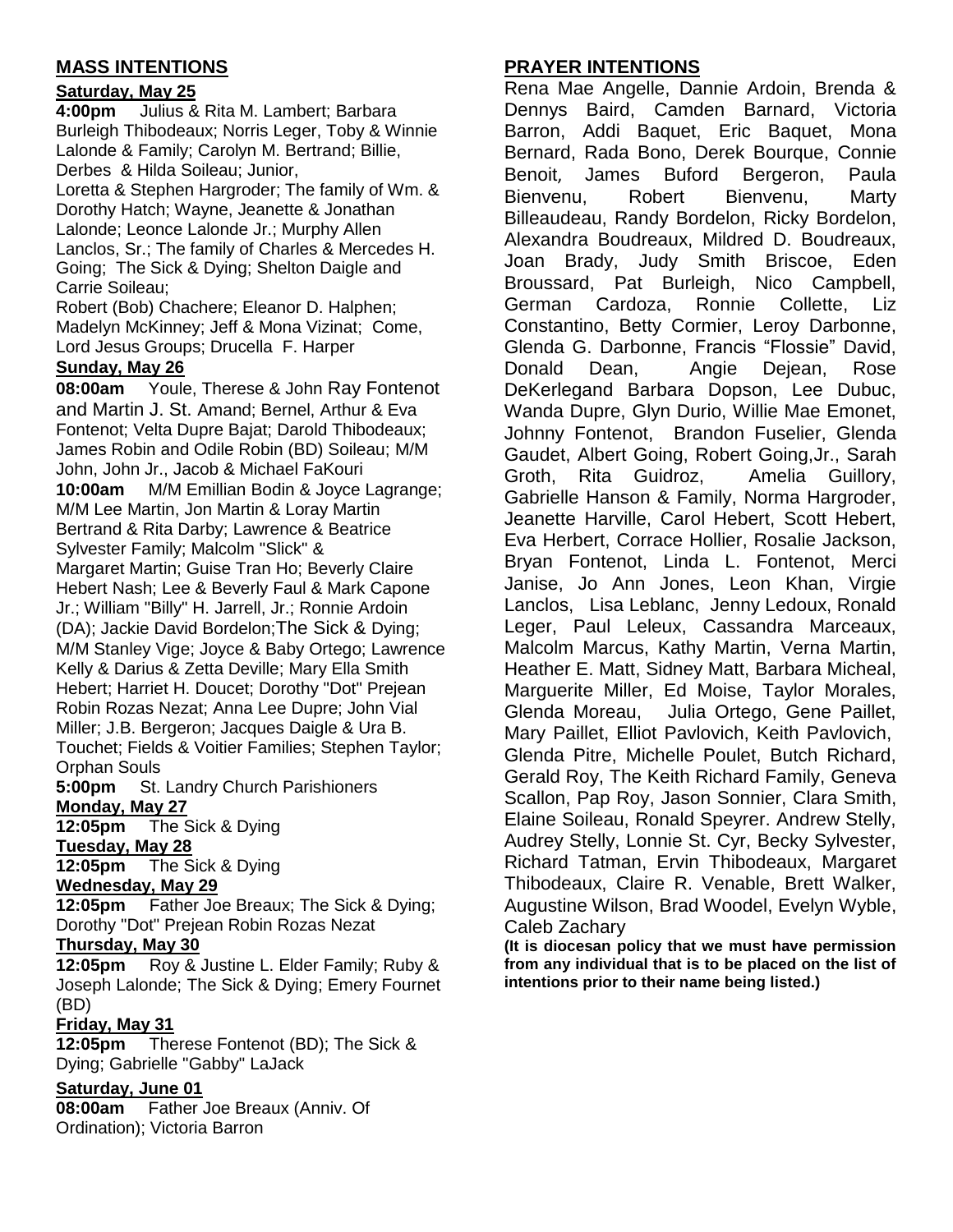## MASS INTENTIONS

**Saturday, May 25**

**4:00pm** Julius & Rita M. Lambert; Barbara Burleigh Thibodeaux; Norris Leger, Toby & Winnie Lalonde & Family; Carolyn M. Bertrand; Billie, Derbes & Hilda Soileau; Junior, Loretta & Stephen Hargroder; The family of Wm. & Dorothy Hatch; Wayne, Jeanette & Jonathan Lalonde; Leonce Lalonde Jr.; Murphy Allen Lanclos, Sr.; The family of Charles & Mercedes H. Going; The Sick & Dying; Shelton Daigle and Carrie Soileau; Robert (Bob) Chachere; Eleanor D. Halphen; Madelyn McKinney; Jeff & Mona Vizinat; Come, Lord Jesus Groups; Drucella F. Harper

**Sunday, May 26**

**08:00am** Youle, Therese & John Ray Fontenot and Martin J. St. Amand; Bernel, Arthur & Eva Fontenot; Velta Dupre Bajat; Darold Thibodeaux; James Robin and Odile Robin (BD) Soileau; M/M John, John Jr., Jacob & Michael FaKouri

**10:00am** M/M Emillian Bodin & Joyce Lagrange; M/M Lee Martin, Jon Martin & Loray Martin Bertrand & Rita Darby; Lawrence & Beatrice Sylvester Family; Malcolm "Slick" & Margaret Martin; Guise Tran Ho; Beverly Claire Hebert Nash; Lee & Beverly Faul & Mark Capone Jr.; William "Billy" H. Jarrell, Jr.; Ronnie Ardoin (DA); Jackie David Bordelon;The Sick & Dying; M/M Stanley Vige; Joyce & Baby Ortego; Lawrence Kelly & Darius & Zetta Deville; Mary Ella Smith Hebert; Harriet H. Doucet; Dorothy "Dot" Prejean Robin Rozas Nezat; Anna Lee Dupre; John Vial Miller; J.B. Bergeron; Jacques Daigle & Ura B. Touchet; Fields & Voitier Families; Stephen Taylor; Orphan Souls

**5:00pm** St. Landry Church Parishioners

**Monday, May 27**

**12:05pm** The Sick & Dying

**Tuesday, May 28**

**12:05pm** The Sick & Dying

**Wednesday, May 29**

**12:05pm** Father Joe Breaux; The Sick & Dying; Dorothy "Dot" Prejean Robin Rozas Nezat

**Thursday, May 30**

**12:05pm** Roy & Justine L. Elder Family; Ruby & Joseph Lalonde; The Sick & Dying; Emery Fournet (BD)

**Friday, May 31**

**12:05pm** Therese Fontenot (BD); The Sick & Dying; Gabrielle "Gabby" LaJack

**Saturday, June 01**

**08:00am** Father Joe Breaux (Anniv. Of Ordination); Victoria Barron

## PRAYER INTENTIONS

Rena Mae Angelle, Dannie Ardoin, Brenda & Dennys Baird, Camden Barnard, Victoria Barron, Addi Baquet, Eric Baquet, Mona Bernard, Rada Bono, Derek Bourque, Connie Benoit, James Buford Bergeron, Paula Bienvenu, Robert Bienvenu, Marty Billeaudeau, Randy Bordelon, Ricky Bordelon, Alexandra Boudreaux, Mildred D. Boudreaux, Joan Brady, Judy Smith Briscoe, Eden Broussard, Pat Burleigh, Nico Campbell, German Cardoza, Ronnie Collette, Liz Constantino, Betty Cormier, Leroy Darbonne, Glenda G. Darbonne, Francis "Flossie" David, Donald Dean, Angie Dejean, Rose DeKerlegand Barbara Dopson, Lee Dubuc, Wanda Dupre, Glyn Durio, Willie Mae Emonet, Johnny Fontenot, Brandon Fuselier, Glenda Gaudet, Albert Going, Robert Going,Jr., Sarah Groth, Rita Guidroz, Amelia Guillory, Gabrielle Hanson & Family, Norma Hargroder, Jeanette Harville, Carol Hebert, Scott Hebert, Eva Herbert, Corrace Hollier, Rosalie Jackson, Bryan Fontenot, Linda L. Fontenot, Merci Janise, Jo Ann Jones, Leon Khan, Virgie Lanclos, Lisa Leblanc, Jenny Ledoux, Ronald Leger, Paul Leleux, Cassandra Marceaux, Malcolm Marcus, Kathy Martin, Verna Martin, Heather E. Matt, Sidney Matt, Barbara Micheal, Marguerite Miller, Ed Moise, Taylor Morales, Glenda Moreau, Julia Ortego, Gene Paillet, Mary Paillet, Elliot Pavlovich, Keith Pavlovich, Glenda Pitre, Michelle Poulet, Butch Richard, Gerald Roy, The Keith Richard Family, Geneva Scallon, Pap Roy, Jason Sonnier, Clara Smith, Elaine Soileau, Ronald Speyrer. Andrew Stelly, Audrey Stelly, Lonnie St. Cyr, Becky Sylvester, Richard Tatman, Ervin Thibodeaux, Margaret Thibodeaux, Claire R. Venable, Brett Walker, Augustine Wilson, Brad Woodel, Evelyn Wyble, Caleb Zachary

**(It is diocesan policy that we must have permission from any individual that is to be placed on the list of intentions prior to their name being listed.)**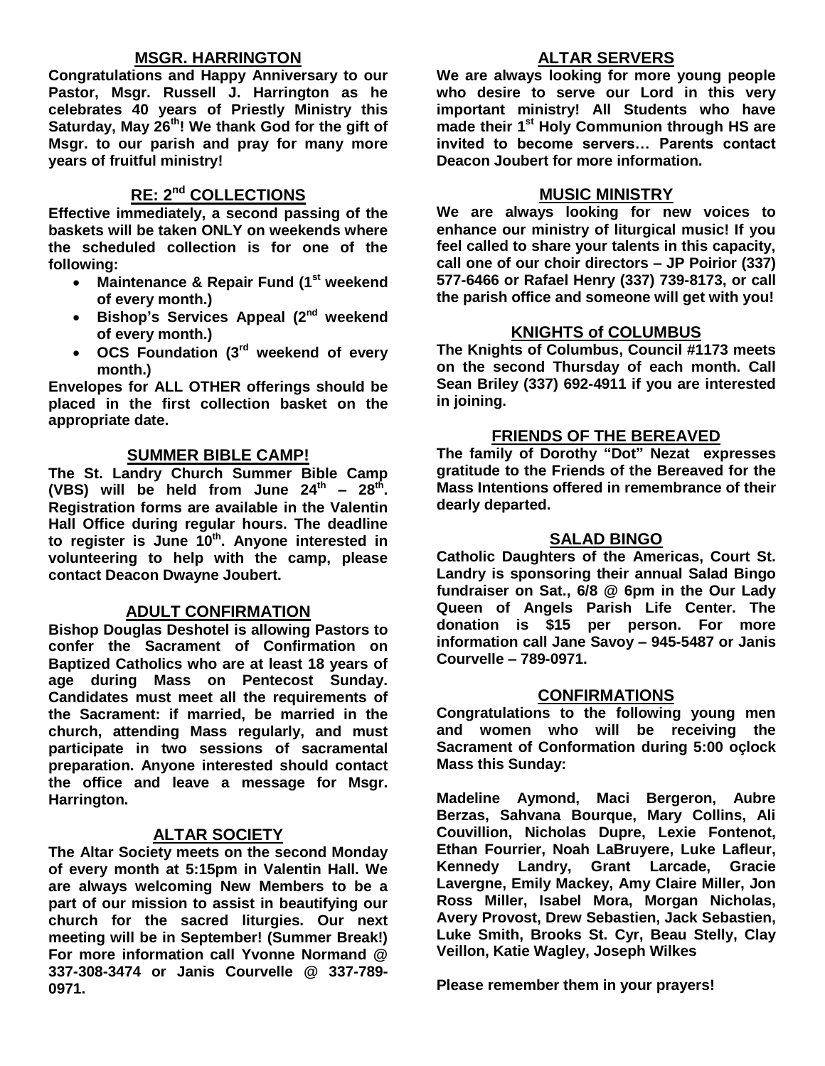## MSGR. HARRINGTON

**Congratulations and Happy Anniversary to our Pastor, Msgr. Russell J. Harrington as he celebrates 40 years of Priestly Ministry this Saturday, May 26th! We thank God for the gift of Msgr. to our parish and pray for many more years of fruitful ministry!**

## RE: 2nd COLLECTIONS

**Effective immediately, a second passing of the baskets will be taken ONLY on weekends where the scheduled collection is for one of the following:**

- **Maintenance & Repair Fund (1st weekend of every month.)**
- **Bishop's Services Appeal (2nd weekend of every month.)**
- **OCS Foundation (3rd weekend of every month.)**

**Envelopes for ALL OTHER offerings should be placed in the first collection basket on the appropriate date.**

## SUMMER BIBLE CAMP!

**The St. Landry Church Summer Bible Camp (VBS) will be held from June 24th – 28th. Registration forms are available in the Valentin Hall Office during regular hours. The deadline to register is June 10th. Anyone interested in volunteering to help with the camp, please contact Deacon Dwayne Joubert.**

## ADULT CONFIRMATION

**Bishop Douglas Deshotel is allowing Pastors to confer the Sacrament of Confirmation on Baptized Catholics who are at least 18 years of age during Mass on Pentecost Sunday. Candidates must meet all the requirements of the Sacrament: if married, be married in the church, attending Mass regularly, and must participate in two sessions of sacramental preparation. Anyone interested should contact the office and leave a message for Msgr. Harrington.**

## ALTAR SOCIETY

**The Altar Society meets on the second Monday of every month at 5:15pm in Valentin Hall. We are always welcoming New Members to be a part of our mission to assist in beautifying our church for the sacred liturgies. Our next meeting will be in September! (Summer Break!) For more information call Yvonne Normand @ 337-308-3474 or Janis Courvelle @ 337-789-0971.**

## ALTAR SERVERS

**We are always looking for more young people who desire to serve our Lord in this very important ministry! All Students who have made their 1st Holy Communion through HS are invited to become servers… Parents contact Deacon Joubert for more information.**

## MUSIC MINISTRY

**We are always looking for new voices to enhance our ministry of liturgical music! If you feel called to share your talents in this capacity, call one of our choir directors – JP Poirior (337) 577-6466 or Rafael Henry (337) 739-8173, or call the parish office and someone will get with you!**

## KNIGHTS of COLUMBUS

**The Knights of Columbus, Council #1173 meets on the second Thursday of each month. Call Sean Briley (337) 692-4911 if you are interested in joining.**

## FRIENDS OF THE BEREAVED

**The family of Dorothy "Dot" Nezat expresses gratitude to the Friends of the Bereaved for the Mass Intentions offered in remembrance of their dearly departed.**

## SALAD BINGO

**Catholic Daughters of the Americas, Court St. Landry is sponsoring their annual Salad Bingo fundraiser on Sat., 6/8 @ 6pm in the Our Lady Queen of Angels Parish Life Center. The donation is $15 per person. For more information call Jane Savoy – 945-5487 or Janis Courvelle – 789-0971.**

## CONFIRMATIONS

**Congratulations to the following young men and women who will be receiving the Sacrament of Conformation during 5:00 oçlock Mass this Sunday:**

**Madeline Aymond, Maci Bergeron, Aubre Berzas, Sahvana Bourque, Mary Collins, Ali Couvillion, Nicholas Dupre, Lexie Fontenot, Ethan Fourrier, Noah LaBruyere, Luke Lafleur, Kennedy Landry, Grant Larcade, Gracie Lavergne, Emily Mackey, Amy Claire Miller, Jon Ross Miller, Isabel Mora, Morgan Nicholas, Avery Provost, Drew Sebastien, Jack Sebastien, Luke Smith, Brooks St. Cyr, Beau Stelly, Clay Veillon, Katie Wagley, Joseph Wilkes**

**Please remember them in your prayers!**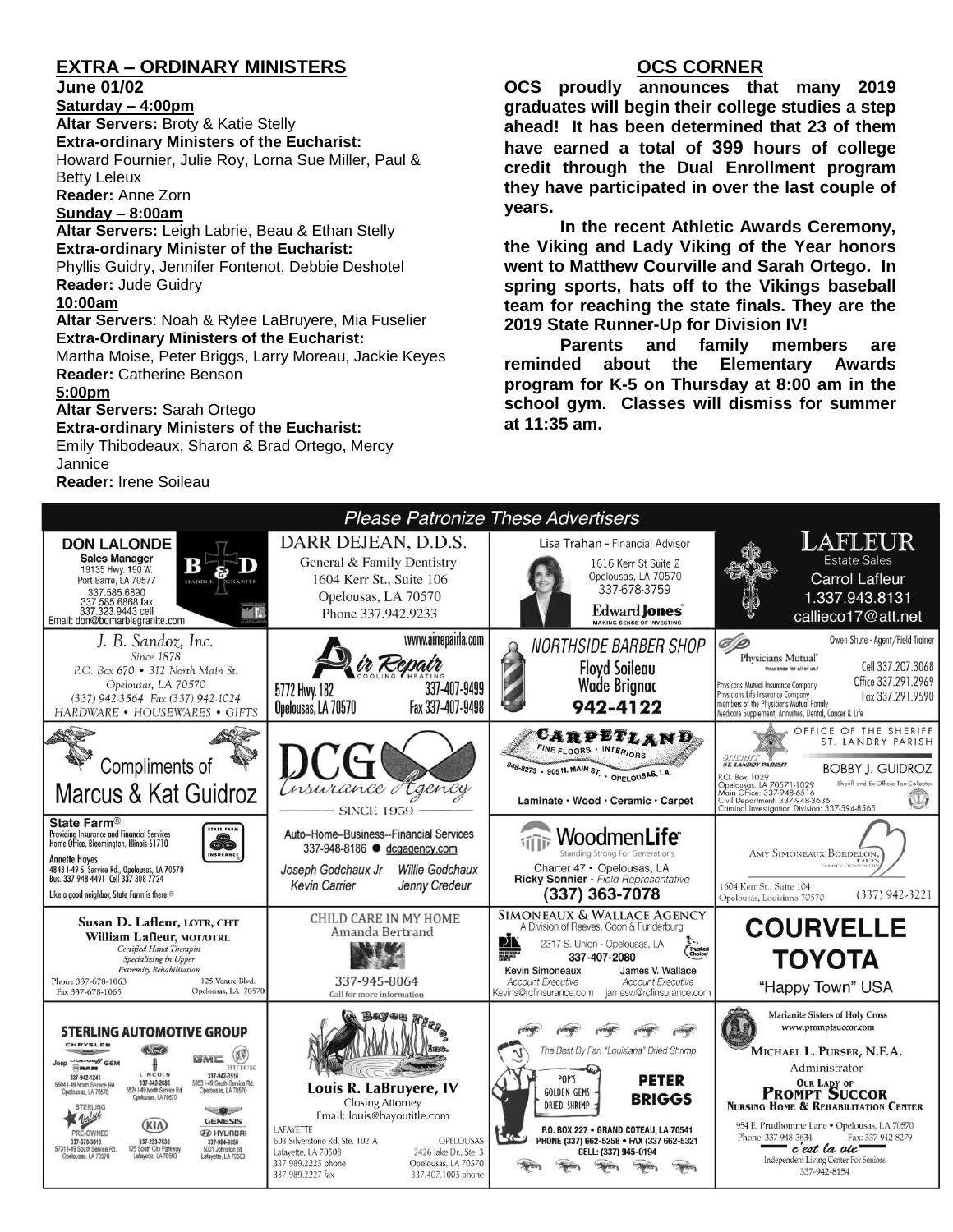## EXTRA – ORDINARY MINISTERS

**June 01/02**

**Saturday – 4:00pm**

**Altar Servers:** Broty & Katie Stelly

**Extra-ordinary Ministers of the Eucharist:**
Howard Fournier, Julie Roy, Lorna Sue Miller, Paul & Betty Leleux

**Reader:** Anne Zorn

**Sunday – 8:00am**

**Altar Servers:** Leigh Labrie, Beau & Ethan Stelly

**Extra-ordinary Minister of the Eucharist:**
Phyllis Guidry, Jennifer Fontenot, Debbie Deshotel

**Reader:** Jude Guidry

**10:00am**

**Altar Servers**: Noah & Rylee LaBruyere, Mia Fuselier

**Extra-Ordinary Ministers of the Eucharist:**
Martha Moise, Peter Briggs, Larry Moreau, Jackie Keyes

**Reader:** Catherine Benson

**5:00pm**

**Altar Servers:** Sarah Ortego

**Extra-ordinary Ministers of the Eucharist:**
Emily Thibodeaux, Sharon & Brad Ortego, Mercy Jannice

**Reader:** Irene Soileau

## OCS CORNER

**OCS proudly announces that many 2019 graduates will begin their college studies a step ahead! It has been determined that 23 of them have earned a total of 399 hours of college credit through the Dual Enrollment program they have participated in over the last couple of years.**

**In the recent Athletic Awards Ceremony, the Viking and Lady Viking of the Year honors went to Matthew Courville and Sarah Ortego. In spring sports, hats off to the Vikings baseball team for reaching the state finals. They are the 2019 State Runner-Up for Division IV!**

**Parents and family members are reminded about the Elementary Awards program for K-5 on Thursday at 8:00 am in the school gym. Classes will dismiss for summer at 11:35 am.**

## *Please Patronize These Advertisers*

**DON LALONDE** Sales Manager, 19135 Hwy. 190 W., Port Barre, LA 70577, 337.585.6890, 337.585.6868 fax, 337.323.9443 cell, Email: don@bdmarblegranite.com — B & D Marble Granite

DARR DEJEAN, D.D.S. — General & Family Dentistry, 1604 Kerr St., Suite 106, Opelousas, LA 70570, Phone 337.942.9233

Lisa Trahan - Financial Advisor, 1616 Kerr St Suite 2, Opelousas, LA 70570, 337-678-3759 — Edward Jones, Making Sense of Investing

LAFLEUR Estate Sales — Carrol Lafleur, 1.337.943.8131, callieco17@att.net

J. B. Sandoz, Inc. Since 1878 — P.O. Box 670 • 312 North Main St., Opelousas, LA 70570, (337) 942-3564 Fax (337) 942-1024 — HARDWARE • HOUSEWARES • GIFTS

Air Repair Cooling • Heating — www.airrepairla.com, 5772 Hwy. 182, Opelousas, LA 70570, 337-407-9499, Fax 337-407-9498

NORTHSIDE BARBER SHOP — Floyd Soileau, Wade Brignac, 942-4122

Physicians Mutual — Owen Shute - Agent/Field Trainer, Cell 337.207.3068, Office 337.291.2969, Fax 337.291.9590. Physicians Mutual Insurance Company, Physicians Life Insurance Company, members of the Physicians Mutual Family. Medicare Supplement, Annuities, Dental, Cancer & Life

Compliments of Marcus & Kat Guidroz

DCG Insurance Agency — Since 1959 — Auto–Home–Business--Financial Services, 337-948-8186 ● dcgagency.com — Joseph Godchaux Jr, Willie Godchaux, Kevin Carrier, Jenny Credeur

CARPETLAND — Fine Floors • Interiors, 948-8273 • 905 N. Main St. • Opelousas, LA. — Laminate • Wood • Ceramic • Carpet

OFFICE OF THE SHERIFF ST. LANDRY PARISH — BOBBY J. GUIDROZ, Sheriff and Ex-Officio Tax Collector, P.O. Box 1029, Opelousas, LA 70571-1029, Main Office: 337-948-6516, Civil Department: 337-948-3636, Criminal Investigation Division: 337-594-8565

State Farm® — Providing Insurance and Financial Services, Home Office, Bloomington, Illinois 61710 — Annette Hayes, 4843 I-49 S. Service Rd., Opelousas, LA 70570, Bus. 337 948 4491 Cell 337 308 7724 — Like a good neighbor, State Farm is there.®

WoodmenLife — Standing Strong For Generations — Charter 47 • Opelousas, LA, Ricky Sonnier - Field Representative, (337) 363-7078

AMY SIMONEAUX BORDELON, DDS Family Dentistry — 1604 Kerr St., Suite 104, Opelousas, Louisiana 70570, (337) 942-3221

Susan D. Lafleur, LOTR, CHT — William Lafleur, MOT/OTRL — Certified Hand Therapist, Specializing in Upper Extremity Rehabilitation — Phone 337-678-1063, Fax 337-678-1065, 125 Ventre Blvd., Opelousas, LA 70570

CHILD CARE IN MY HOME — Amanda Bertrand — 337-945-8064, Call for more information

SIMONEAUX & WALLACE AGENCY — A Division of Reeves, Coon & Funderburg — 2317 S. Union - Opelousas, LA, 337-407-2080 — Kevin Simoneaux, Account Executive, Kevins@rcfinsurance.com — James V. Wallace, Account Executive, jamesw@rcfinsurance.com

COURVELLE TOYOTA — "Happy Town" USA

STERLING AUTOMOTIVE GROUP — Chrysler, Jeep, Dodge, Ram, GEM: 337-942-1241, 5504 I-49 North Service Rd., Opelousas, LA 70570 — Ford, Lincoln: 337-942-2686, 5524 I-49 North Service Rd., Opelousas, LA 70570 — GMC, Buick: 337-942-3516, 5853 I-49 South Service Rd., Opelousas, LA 70570 — Sterling Value Pre-Owned: 337-678-3810, 5731 I-49 South Service Rd., Opelousas, LA 70570 — Kia: 337-233-7630, 125 South City Parkway, Lafayette, LA 70503 — Genesis, Hyundai: 337-984-9850, 5001 Johnston St., Lafayette, LA 70503

Bayou Title, Inc. — Louis R. LaBruyere, IV, Closing Attorney, Email: louis@bayoutitle.com — LAFAYETTE: 603 Silverstone Rd, Ste. 102-A, Lafayette, LA 70508, 337.989.2225 phone, 337.989.2227 fax — OPELOUSAS: 2426 Jake Dr., Ste. 3, Opelousas, LA 70570, 337.407.1005 phone

The Best By Far! "Louisiana" Dried Shrimp — POP'S GOLDEN GEMS DRIED SHRIMP — PETER BRIGGS — P.O. BOX 227 • GRAND COTEAU, LA 70541, PHONE (337) 662-5258 • FAX (337) 662-5321, CELL: (337) 945-0194

Marianite Sisters of Holy Cross, www.promptsuccor.com — MICHAEL L. PURSER, N.F.A., Administrator — OUR LADY OF PROMPT SUCCOR NURSING HOME & REHABILITATION CENTER — 954 E. Prudhomme Lane • Opelousas, LA 70570, Phone: 337-948-3634, Fax: 337-942-8279 — c'est la vie — Independent Living Center For Seniors, 337-942-8154